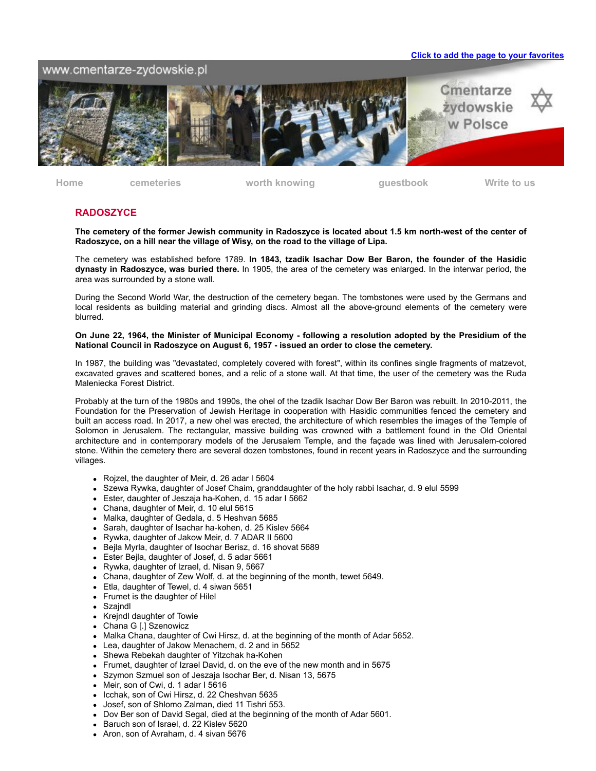Click to add the page to your favorites

www.cmentarze-zydowskie.pl

Cmentarze żydowskie w Polsce

Home | cemeteries | worth knowing | guestbook | Write to us

# RADOSZYCE

**The cemetery of the former Jewish community in Radoszyce is located about 1.5 km north-west of the center of Radoszyce, on a hill near the village of Wisy, on the road to the village of Lipa.**

The cemetery was established before 1789. **In 1843, tzadik Isachar Dow Ber Baron, the founder of the Hasidic dynasty in Radoszyce, was buried there.** In 1905, the area of the cemetery was enlarged. In the interwar period, the area was surrounded by a stone wall.

During the Second World War, the destruction of the cemetery began. The tombstones were used by the Germans and local residents as building material and grinding discs. Almost all the above-ground elements of the cemetery were blurred.

**On June 22, 1964, the Minister of Municipal Economy - following a resolution adopted by the Presidium of the National Council in Radoszyce on August 6, 1957 - issued an order to close the cemetery.**

In 1987, the building was "devastated, completely covered with forest", within its confines single fragments of matzevot, excavated graves and scattered bones, and a relic of a stone wall. At that time, the user of the cemetery was the Ruda Maleniecka Forest District.

Probably at the turn of the 1980s and 1990s, the ohel of the tzadik Isachar Dow Ber Baron was rebuilt. In 2010-2011, the Foundation for the Preservation of Jewish Heritage in cooperation with Hasidic communities fenced the cemetery and built an access road. In 2017, a new ohel was erected, the architecture of which resembles the images of the Temple of Solomon in Jerusalem. The rectangular, massive building was crowned with a battlement found in the Old Oriental architecture and in contemporary models of the Jerusalem Temple, and the façade was lined with Jerusalem-colored stone. Within the cemetery there are several dozen tombstones, found in recent years in Radoszyce and the surrounding villages.

- Rojzel, the daughter of Meir, d. 26 adar I 5604
- Szewa Rywka, daughter of Josef Chaim, granddaughter of the holy rabbi Isachar, d. 9 elul 5599
- Ester, daughter of Jeszaja ha-Kohen, d. 15 adar I 5662
- Chana, daughter of Meir, d. 10 elul 5615
- Malka, daughter of Gedala, d. 5 Heshvan 5685
- Sarah, daughter of Isachar ha-kohen, d. 25 Kislev 5664
- Rywka, daughter of Jakow Meir, d. 7 ADAR II 5600
- Bejla Myrla, daughter of Isochar Berisz, d. 16 shovat 5689
- Ester Bejla, daughter of Josef, d. 5 adar 5661
- Rywka, daughter of Izrael, d. Nisan 9, 5667
- Chana, daughter of Zew Wolf, d. at the beginning of the month, tewet 5649.
- Etla, daughter of Tewel, d. 4 siwan 5651
- Frumet is the daughter of Hilel
- Szajndl
- Krejndl daughter of Towie
- Chana G [.] Szenowicz
- Malka Chana, daughter of Cwi Hirsz, d. at the beginning of the month of Adar 5652.
- Lea, daughter of Jakow Menachem, d. 2 and in 5652
- Shewa Rebekah daughter of Yitzchak ha-Kohen
- Frumet, daughter of Izrael David, d. on the eve of the new month and in 5675
- Szymon Szmuel son of Jeszaja Isochar Ber, d. Nisan 13, 5675
- Meir, son of Cwi, d. 1 adar I 5616
- Icchak, son of Cwi Hirsz, d. 22 Cheshvan 5635
- Josef, son of Shlomo Zalman, died 11 Tishri 553.
- Dov Ber son of David Segal, died at the beginning of the month of Adar 5601.
- Baruch son of Israel, d. 22 Kislev 5620
- Aron, son of Avraham, d. 4 sivan 5676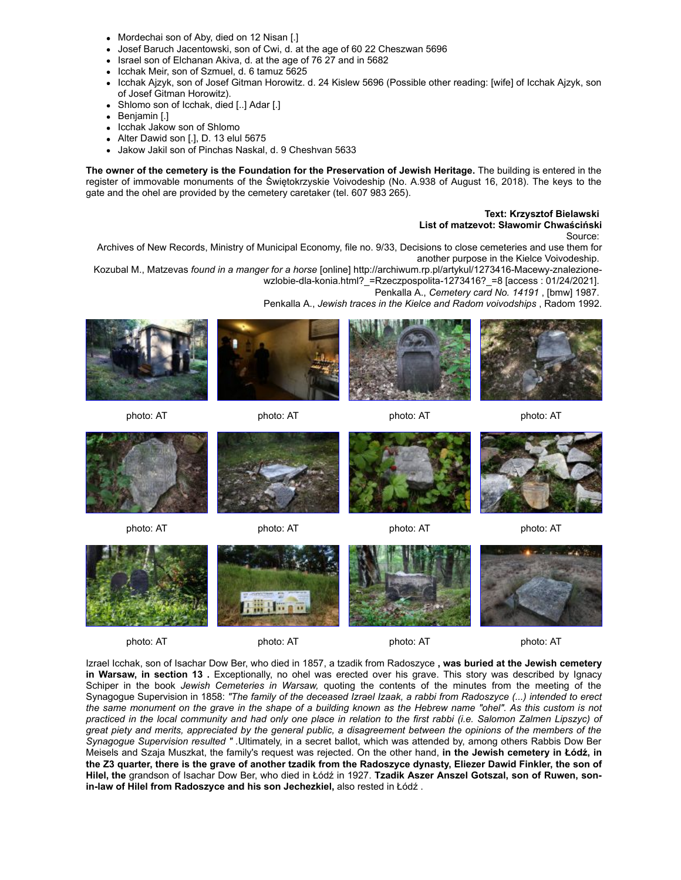- Mordechai son of Aby, died on 12 Nisan [.]
- Josef Baruch Jacentowski, son of Cwi, d. at the age of 60 22 Cheszwan 5696
- Israel son of Elchanan Akiva, d. at the age of 76 27 and in 5682
- Icchak Meir, son of Szmuel, d. 6 tamuz 5625
- Icchak Ajzyk, son of Josef Gitman Horowitz. d. 24 Kislew 5696 (Possible other reading: [wife] of Icchak Ajzyk, son of Josef Gitman Horowitz).
- Shlomo son of Icchak, died [..] Adar [.]
- Benjamin [.]
- Icchak Jakow son of Shlomo
- Alter Dawid son [.], D. 13 elul 5675
- Jakow Jakil son of Pinchas Naskal, d. 9 Cheshvan 5633

**The owner of the cemetery is the Foundation for the Preservation of Jewish Heritage.** The building is entered in the register of immovable monuments of the Świętokrzyskie Voivodeship (No. A.938 of August 16, 2018). The keys to the gate and the ohel are provided by the cemetery caretaker (tel. 607 983 265).

**Text: Krzysztof Bielawski**
**List of matzevot: Sławomir Chwaściński**

Source:

Archives of New Records, Ministry of Municipal Economy, file no. 9/33, Decisions to close cemeteries and use them for another purpose in the Kielce Voivodeship.

Kozubal M., Matzevas *found in a manger for a horse* [online] http://archiwum.rp.pl/artykul/1273416-Macewy-znalezione-wzlobie-dla-konia.html?_=Rzeczpospolita-1273416?_=8 [access : 01/24/2021].

Penkalla A., *Cemetery card No. 14191* , [bmw] 1987.

Penkalla A., *Jewish traces in the Kielce and Radom voivodships* , Radom 1992.

photo: AT

photo: AT

photo: AT

photo: AT

photo: AT

photo: AT

photo: AT

photo: AT

photo: AT

photo: AT

photo: AT

photo: AT

Izrael Icchak, son of Isachar Dow Ber, who died in 1857, a tzadik from Radoszyce **, was buried at the Jewish cemetery in Warsaw, in section 13 .** Exceptionally, no ohel was erected over his grave. This story was described by Ignacy Schiper in the book *Jewish Cemeteries in Warsaw,* quoting the contents of the minutes from the meeting of the Synagogue Supervision in 1858: *"The family of the deceased Izrael Izaak, a rabbi from Radoszyce (...) intended to erect the same monument on the grave in the shape of a building known as the Hebrew name "ohel". As this custom is not practiced in the local community and had only one place in relation to the first rabbi (i.e. Salomon Zalmen Lipszyc) of great piety and merits, appreciated by the general public, a disagreement between the opinions of the members of the Synagogue Supervision resulted "* .Ultimately, in a secret ballot, which was attended by, among others Rabbis Dow Ber Meisels and Szaja Muszkat, the family's request was rejected. On the other hand, **in the Jewish cemetery in Łódź, in the Z3 quarter, there is the grave of another tzadik from the Radoszyce dynasty, Eliezer Dawid Finkler, the son of Hilel, the** grandson of Isachar Dow Ber, who died in Łódź in 1927. **Tzadik Aszer Anszel Gotszal, son of Ruwen, son-in-law of Hilel from Radoszyce and his son Jechezkiel,** also rested in Łódź .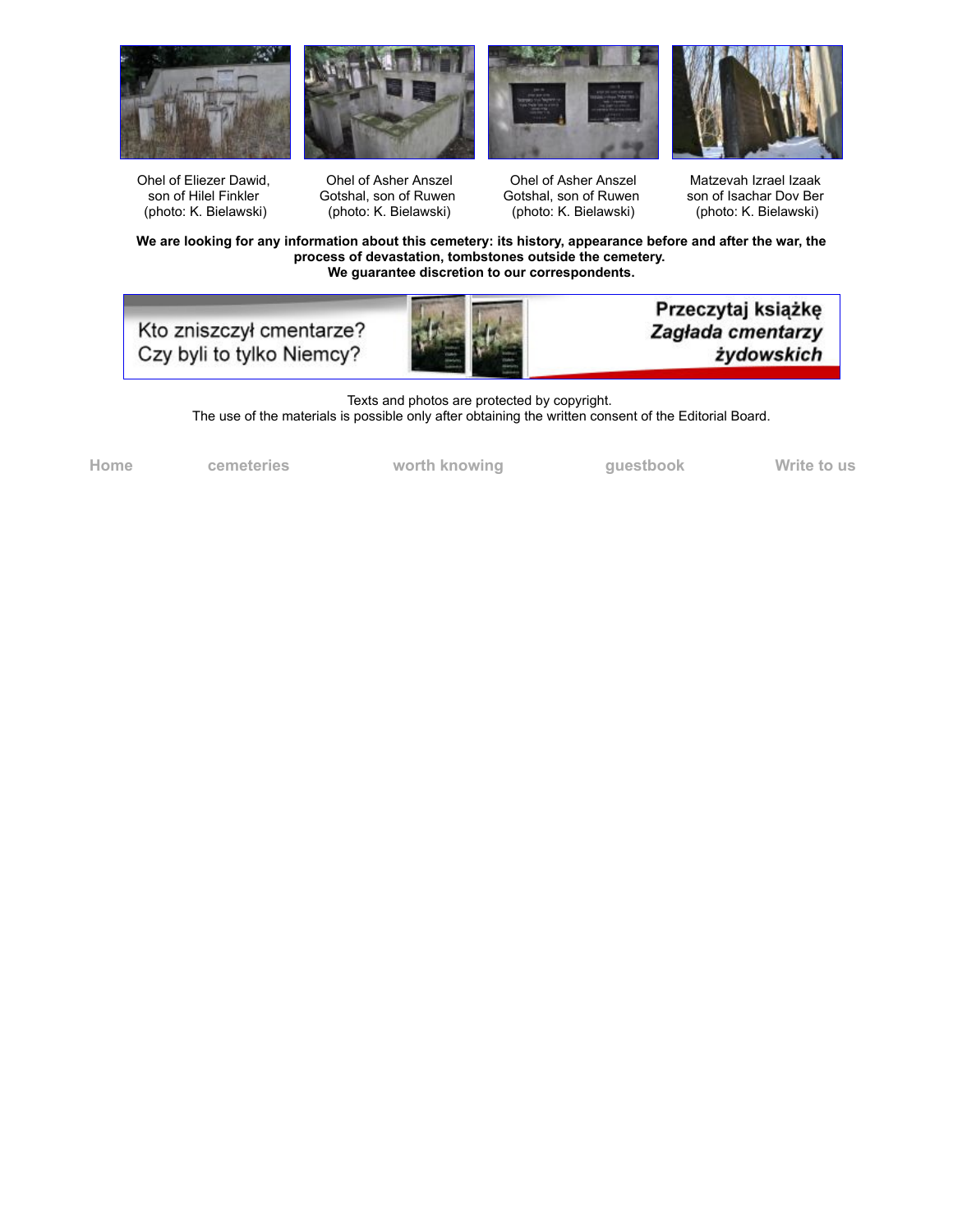Ohel of Eliezer Dawid, son of Hilel Finkler (photo: K. Bielawski)

Ohel of Asher Anszel Gotshal, son of Ruwen (photo: K. Bielawski)

Ohel of Asher Anszel Gotshal, son of Ruwen (photo: K. Bielawski)

Matzevah Izrael Izaak son of Isachar Dov Ber (photo: K. Bielawski)

**We are looking for any information about this cemetery: its history, appearance before and after the war, the process of devastation, tombstones outside the cemetery.**
**We guarantee discretion to our correspondents.**

Kto zniszczył cmentarze?
Czy byli to tylko Niemcy?

Przeczytaj książkę
*Zagłada cmentarzy żydowskich*

Texts and photos are protected by copyright.
The use of the materials is possible only after obtaining the written consent of the Editorial Board.

Home | cemeteries | worth knowing | guestbook | Write to us